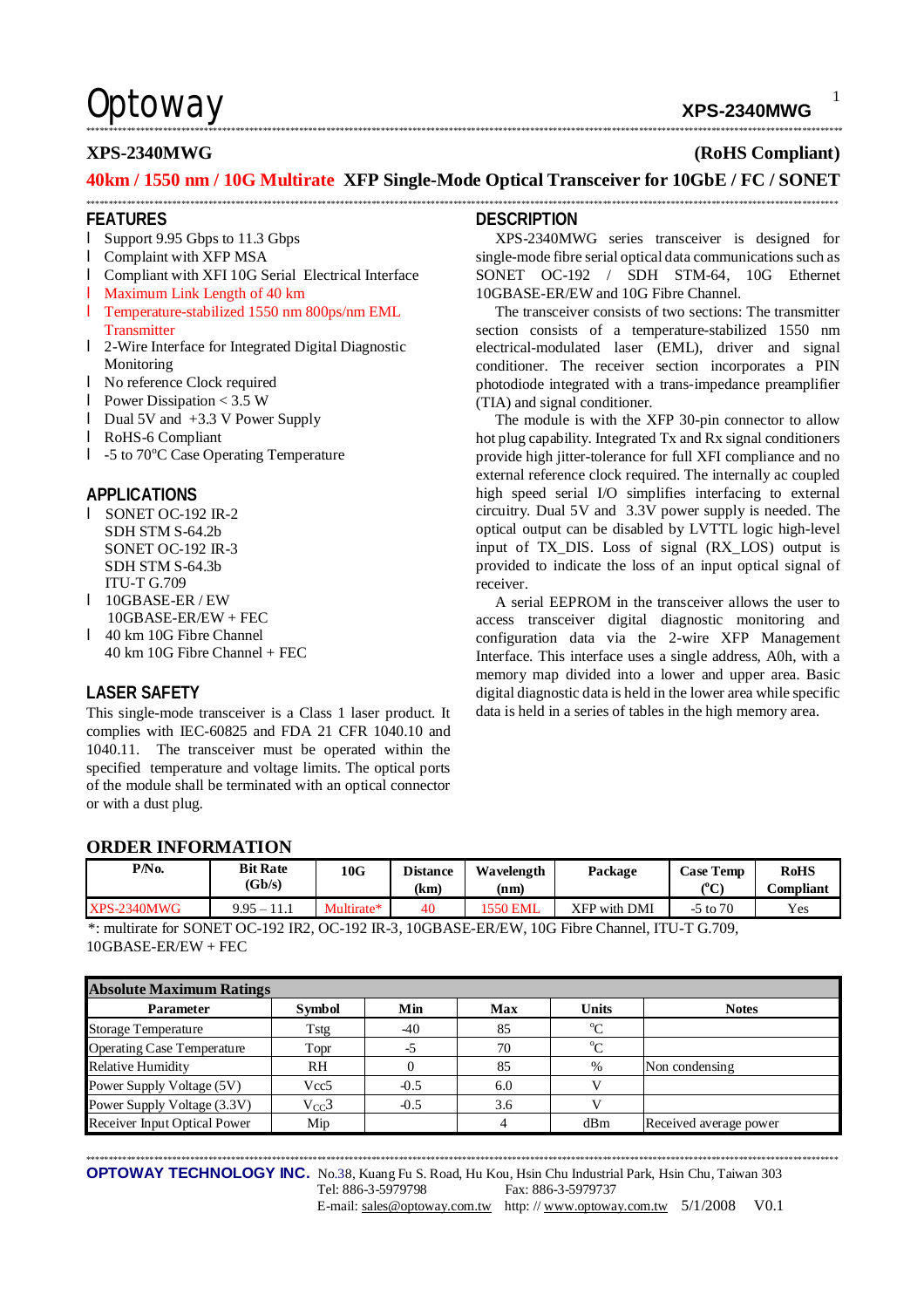# XPS-2340MWG (RoHS Compliant)

## 40km / 1550 nm / 10G Multirate XFP Single-Mode Optical Transceiver for 10GbE / FC / SONET

## FEATURES

- Support 9.95 Gbps to 11.3 Gbps
- Complaint with XFP MSA
- Compliant with XFI 10G Serial Electrical Interface
- Maximum Link Length of 40 km
- Temperature-stabilized 1550 nm 800ps/nm EML Transmitter
- 2-Wire Interface for Integrated Digital Diagnostic Monitoring
- No reference Clock required
- Power Dissipation < 3.5 W
- Dual 5V and +3.3 V Power Supply
- RoHS-6 Compliant
- -5 to 70°C Case Operating Temperature

## APPLICATIONS

- SONET OC-192 IR-2
  SDH STM S-64.2b
  SONET OC-192 IR-3
  SDH STM S-64.3b
  ITU-T G.709
- 10GBASE-ER / EW
  10GBASE-ER/EW + FEC
- 40 km 10G Fibre Channel
  40 km 10G Fibre Channel + FEC

## LASER SAFETY

This single-mode transceiver is a Class 1 laser product. It complies with IEC-60825 and FDA 21 CFR 1040.10 and 1040.11. The transceiver must be operated within the specified temperature and voltage limits. The optical ports of the module shall be terminated with an optical connector or with a dust plug.

## DESCRIPTION

XPS-2340MWG series transceiver is designed for single-mode fibre serial optical data communications such as SONET OC-192 / SDH STM-64, 10G Ethernet 10GBASE-ER/EW and 10G Fibre Channel.

The transceiver consists of two sections: The transmitter section consists of a temperature-stabilized 1550 nm electrical-modulated laser (EML), driver and signal conditioner. The receiver section incorporates a PIN photodiode integrated with a trans-impedance preamplifier (TIA) and signal conditioner.

The module is with the XFP 30-pin connector to allow hot plug capability. Integrated Tx and Rx signal conditioners provide high jitter-tolerance for full XFI compliance and no external reference clock required. The internally ac coupled high speed serial I/O simplifies interfacing to external circuitry. Dual 5V and 3.3V power supply is needed. The optical output can be disabled by LVTTL logic high-level input of TX_DIS. Loss of signal (RX_LOS) output is provided to indicate the loss of an input optical signal of receiver.

A serial EEPROM in the transceiver allows the user to access transceiver digital diagnostic monitoring and configuration data via the 2-wire XFP Management Interface. This interface uses a single address, A0h, with a memory map divided into a lower and upper area. Basic digital diagnostic data is held in the lower area while specific data is held in a series of tables in the high memory area.

## ORDER INFORMATION

| P/No. | Bit Rate (Gb/s) | 10G | Distance (km) | Wavelength (nm) | Package | Case Temp (°C) | RoHS Compliant |
|---|---|---|---|---|---|---|---|
| XPS-2340MWG | 9.95 – 11.1 | Multirate* | 40 | 1550 EML | XFP with DMI | -5 to 70 | Yes |

*: multirate for SONET OC-192 IR2, OC-192 IR-3, 10GBASE-ER/EW, 10G Fibre Channel, ITU-T G.709, 10GBASE-ER/EW + FEC

| Absolute Maximum Ratings | | | | | |
|---|---|---|---|---|---|
| **Parameter** | **Symbol** | **Min** | **Max** | **Units** | **Notes** |
| Storage Temperature | Tstg | -40 | 85 | °C | |
| Operating Case Temperature | Topr | -5 | 70 | °C | |
| Relative Humidity | RH | 0 | 85 | % | Non condensing |
| Power Supply Voltage (5V) | Vcc5 | -0.5 | 6.0 | V | |
| Power Supply Voltage (3.3V) | $V_{CC}3$ | -0.5 | 3.6 | V | |
| Receiver Input Optical Power | Mip | | 4 | dBm | Received average power |

**OPTOWAY TECHNOLOGY INC.** No.38, Kuang Fu S. Road, Hu Kou, Hsin Chu Industrial Park, Hsin Chu, Taiwan 303
Tel: 886-3-5979798 Fax: 886-3-5979737
E-mail: sales@optoway.com.tw http: // www.optoway.com.tw 5/1/2008 V0.1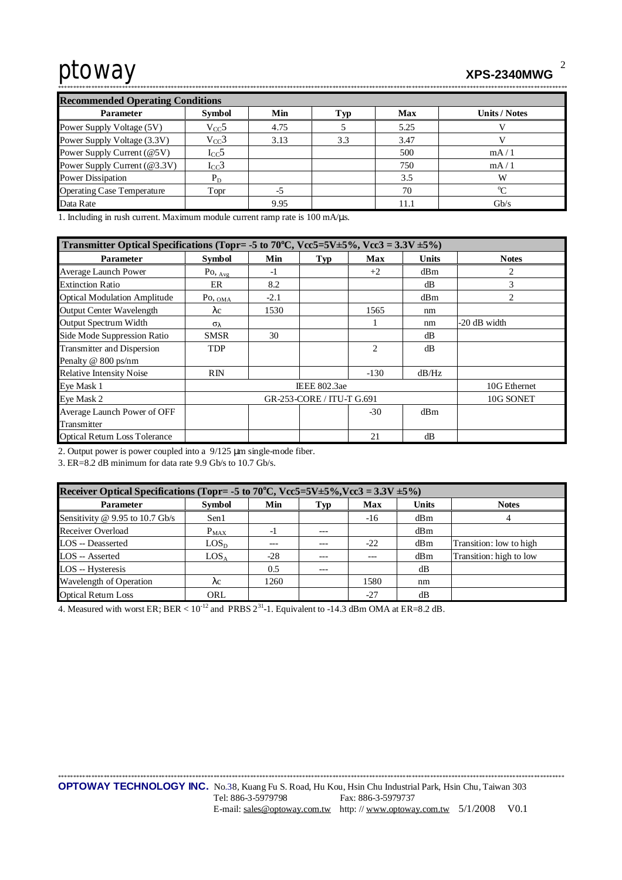| Recommended Operating Conditions | | | | | |
|---|---|---|---|---|---|
| **Parameter** | **Symbol** | **Min** | **Typ** | **Max** | **Units / Notes** |
| Power Supply Voltage (5V) | $V_{CC}5$ | 4.75 | 5 | 5.25 | V |
| Power Supply Voltage (3.3V) | $V_{CC}3$ | 3.13 | 3.3 | 3.47 | V |
| Power Supply Current (@5V) | $I_{CC}5$ | | | 500 | mA / 1 |
| Power Supply Current (@3.3V) | $I_{CC}3$ | | | 750 | mA / 1 |
| Power Dissipation | $P_D$ | | | 3.5 | W |
| Operating Case Temperature | Topr | -5 | | 70 | °C |
| Data Rate | | 9.95 | | 11.1 | Gb/s |

1. Including in rush current. Maximum module current ramp rate is 100 mA/μs.

| Transmitter Optical Specifications (Topr= -5 to 70°C, Vcc5=5V±5%, Vcc3 = 3.3V ±5%) | | | | | | |
|---|---|---|---|---|---|---|
| **Parameter** | **Symbol** | **Min** | **Typ** | **Max** | **Units** | **Notes** |
| Average Launch Power | $P_{O, Avg}$ | -1 | | +2 | dBm | 2 |
| Extinction Ratio | ER | 8.2 | | | dB | 3 |
| Optical Modulation Amplitude | $P_{O, OMA}$ | -2.1 | | | dBm | 2 |
| Output Center Wavelength | $\lambda c$ | 1530 | | 1565 | nm | |
| Output Spectrum Width | $\sigma_\lambda$ | | | 1 | nm | -20 dB width |
| Side Mode Suppression Ratio | SMSR | 30 | | | dB | |
| Transmitter and Dispersion Penalty @ 800 ps/nm | TDP | | | 2 | dB | |
| Relative Intensity Noise | RIN | | | -130 | dB/Hz | |
| Eye Mask 1 | IEEE 802.3ae | | | | | 10G Ethernet |
| Eye Mask 2 | GR-253-CORE / ITU-T G.691 | | | | | 10G SONET |
| Average Launch Power of OFF Transmitter | | | | -30 | dBm | |
| Optical Return Loss Tolerance | | | | 21 | dB | |

2. Output power is power coupled into a 9/125 μm single-mode fiber.

3. ER=8.2 dB minimum for data rate 9.9 Gb/s to 10.7 Gb/s.

| Receiver Optical Specifications (Topr= -5 to 70°C, Vcc5=5V±5%,Vcc3 = 3.3V ±5%) | | | | | | |
|---|---|---|---|---|---|---|
| **Parameter** | **Symbol** | **Min** | **Typ** | **Max** | **Units** | **Notes** |
| Sensitivity @ 9.95 to 10.7 Gb/s | Sen1 | | | -16 | dBm | 4 |
| Receiver Overload | $P_{MAX}$ | -1 | --- | | dBm | |
| LOS -- Deasserted | $LOS_D$ | --- | --- | -22 | dBm | Transition: low to high |
| LOS -- Asserted | $LOS_A$ | -28 | --- | --- | dBm | Transition: high to low |
| LOS -- Hysteresis | | 0.5 | --- | | dB | |
| Wavelength of Operation | $\lambda c$ | 1260 | | 1580 | nm | |
| Optical Return Loss | ORL | | | -27 | dB | |

4. Measured with worst ER; BER < $10^{-12}$ and PRBS $2^{31}$-1. Equivalent to -14.3 dBm OMA at ER=8.2 dB.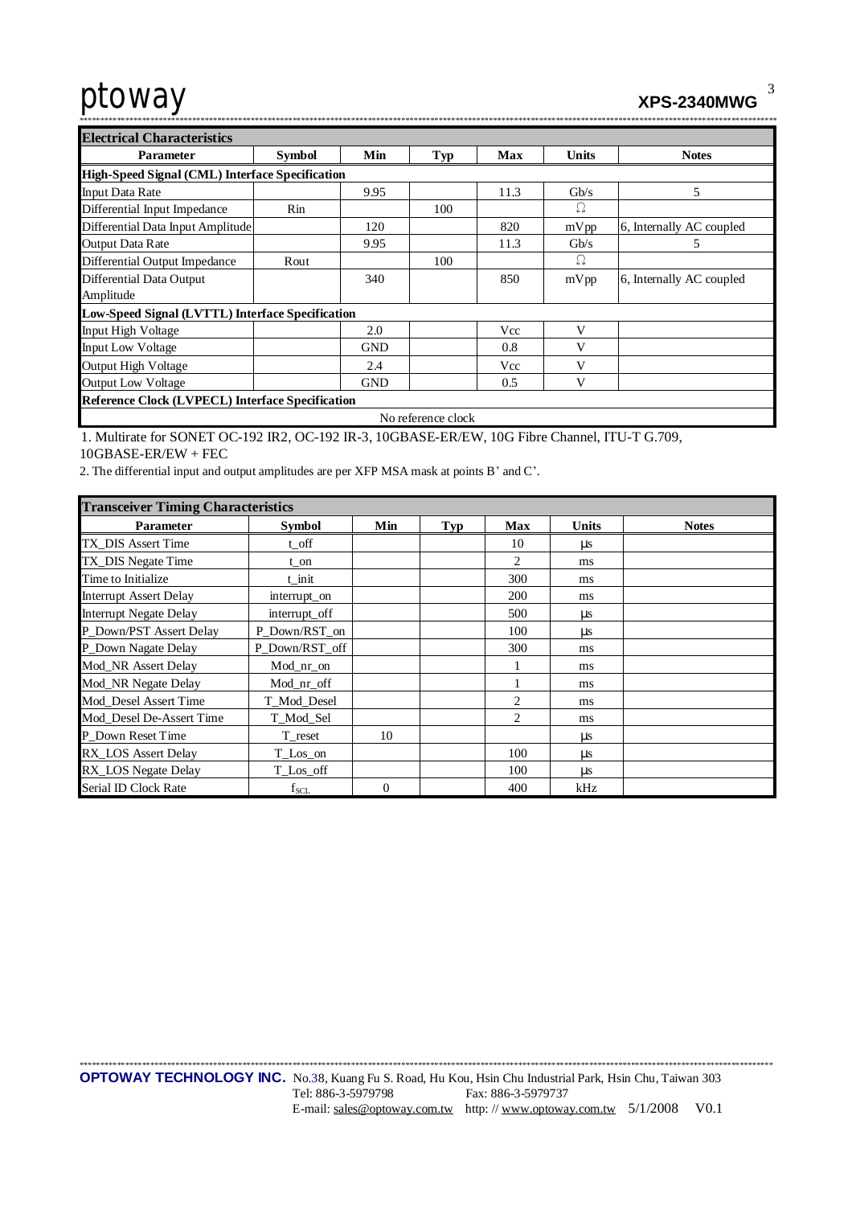| Electrical Characteristics | | | | | | |
|---|---|---|---|---|---|---|
| **Parameter** | **Symbol** | **Min** | **Typ** | **Max** | **Units** | **Notes** |
| **High-Speed Signal (CML) Interface Specification** | | | | | | |
| Input Data Rate | | 9.95 | | 11.3 | Gb/s | 5 |
| Differential Input Impedance | Rin | | 100 | | Ω | |
| Differential Data Input Amplitude | | 120 | | 820 | mVpp | 6, Internally AC coupled |
| Output Data Rate | | 9.95 | | 11.3 | Gb/s | 5 |
| Differential Output Impedance | Rout | | 100 | | Ω | |
| Differential Data Output Amplitude | | 340 | | 850 | mVpp | 6, Internally AC coupled |
| **Low-Speed Signal (LVTTL) Interface Specification** | | | | | | |
| Input High Voltage | | 2.0 | | Vcc | V | |
| Input Low Voltage | | GND | | 0.8 | V | |
| Output High Voltage | | 2.4 | | Vcc | V | |
| Output Low Voltage | | GND | | 0.5 | V | |
| **Reference Clock (LVPECL) Interface Specification** | | | | | | |
| No reference clock | | | | | | |

1. Multirate for SONET OC-192 IR2, OC-192 IR-3, 10GBASE-ER/EW, 10G Fibre Channel, ITU-T G.709, 10GBASE-ER/EW + FEC

2. The differential input and output amplitudes are per XFP MSA mask at points B' and C'.

| Transceiver Timing Characteristics | | | | | | |
|---|---|---|---|---|---|---|
| **Parameter** | **Symbol** | **Min** | **Typ** | **Max** | **Units** | **Notes** |
| TX_DIS Assert Time | t_off | | | 10 | µs | |
| TX_DIS Negate Time | t_on | | | 2 | ms | |
| Time to Initialize | t_init | | | 300 | ms | |
| Interrupt Assert Delay | interrupt_on | | | 200 | ms | |
| Interrupt Negate Delay | interrupt_off | | | 500 | µs | |
| P_Down/PST Assert Delay | P_Down/RST_on | | | 100 | µs | |
| P_Down Nagate Delay | P_Down/RST_off | | | 300 | ms | |
| Mod_NR Assert Delay | Mod_nr_on | | | 1 | ms | |
| Mod_NR Negate Delay | Mod_nr_off | | | 1 | ms | |
| Mod_Desel Assert Time | T_Mod_Desel | | | 2 | ms | |
| Mod_Desel De-Assert Time | T_Mod_Sel | | | 2 | ms | |
| P_Down Reset Time | T_reset | 10 | | | µs | |
| RX_LOS Assert Delay | T_Los_on | | | 100 | µs | |
| RX_LOS Negate Delay | T_Los_off | | | 100 | µs | |
| Serial ID Clock Rate | $f_{SCL}$ | 0 | | 400 | kHz | |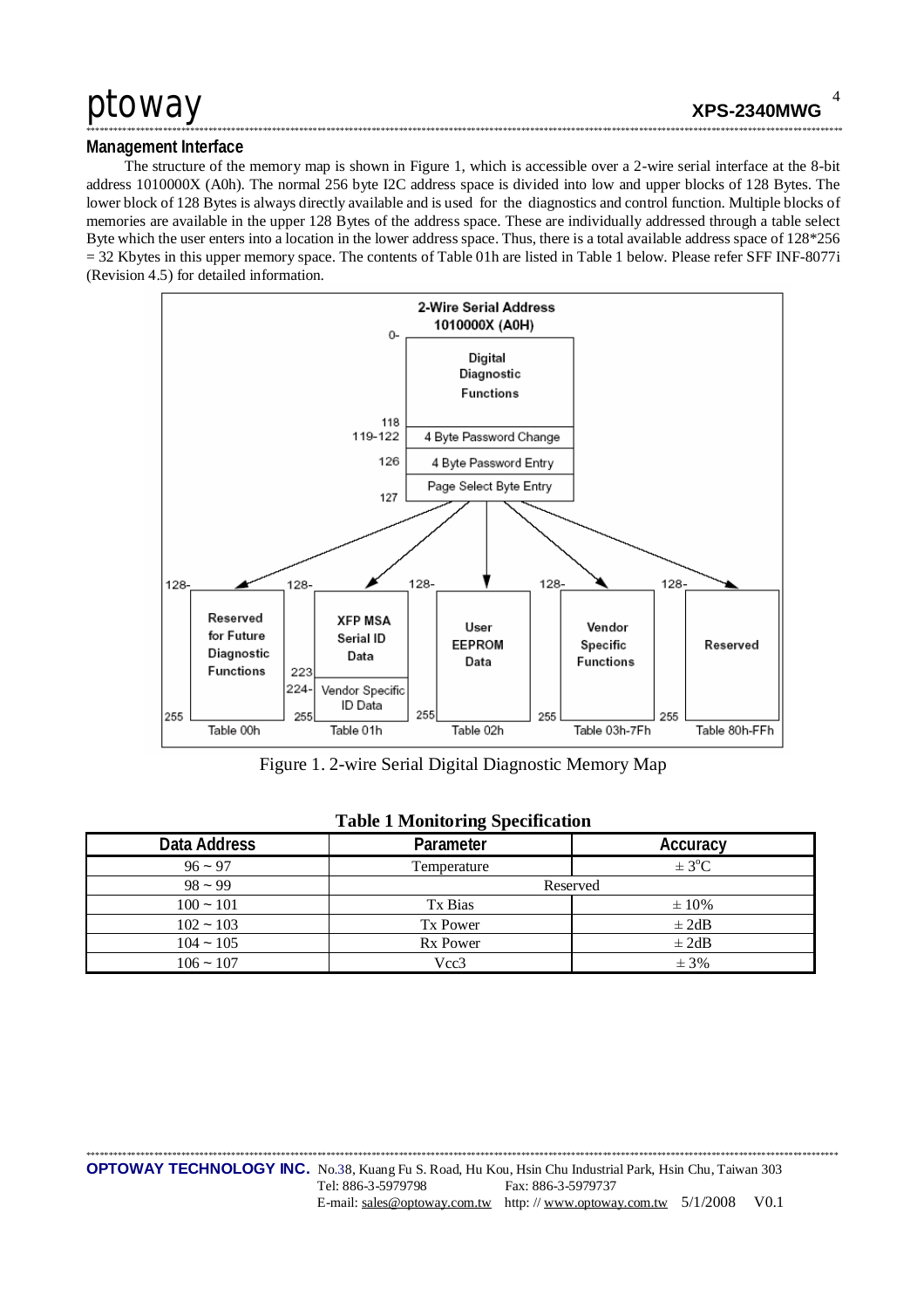## Management Interface

The structure of the memory map is shown in Figure 1, which is accessible over a 2-wire serial interface at the 8-bit address 1010000X (A0h). The normal 256 byte I2C address space is divided into low and upper blocks of 128 Bytes. The lower block of 128 Bytes is always directly available and is used for the diagnostics and control function. Multiple blocks of memories are available in the upper 128 Bytes of the address space. These are individually addressed through a table select Byte which the user enters into a location in the lower address space. Thus, there is a total available address space of 128*256 = 32 Kbytes in this upper memory space. The contents of Table 01h are listed in Table 1 below. Please refer SFF INF-8077i (Revision 4.5) for detailed information.

Figure 1. 2-wire Serial Digital Diagnostic Memory Map

**Table 1 Monitoring Specification**

| Data Address | Parameter | Accuracy |
|---|---|---|
| 96 ~ 97 | Temperature | ± 3°C |
| 98 ~ 99 | Reserved | |
| 100 ~ 101 | Tx Bias | ± 10% |
| 102 ~ 103 | Tx Power | ± 2dB |
| 104 ~ 105 | Rx Power | ± 2dB |
| 106 ~ 107 | Vcc3 | ± 3% |

**OPTOWAY TECHNOLOGY INC.** No.38, Kuang Fu S. Road, Hu Kou, Hsin Chu Industrial Park, Hsin Chu, Taiwan 303
Tel: 886-3-5979798 Fax: 886-3-5979737
E-mail: sales@optoway.com.tw http: // www.optoway.com.tw 5/1/2008 V0.1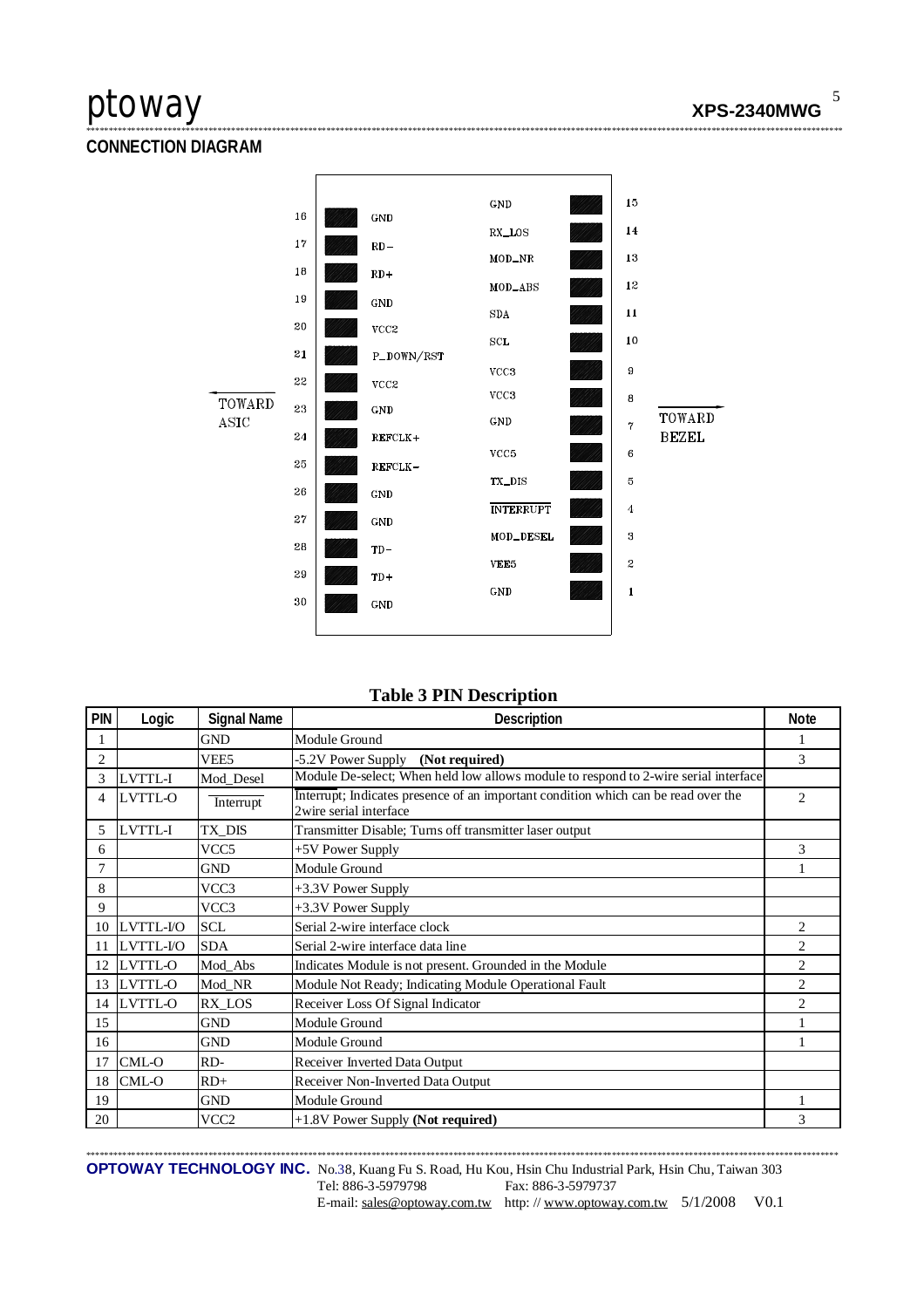## CONNECTION DIAGRAM

| Pin | Signal | | Signal | Pin |
|---|---|---|---|---|
| | | | GND | 15 |
| 16 | GND | | RX_LOS | 14 |
| 17 | RD− | | MOD_NR | 13 |
| 18 | RD+ | | MOD_ABS | 12 |
| 19 | GND | | SDA | 11 |
| 20 | VCC2 | | SCL | 10 |
| 21 | P_DOWN/RST | | VCC3 | 9 |
| 22 | VCC2 | | VCC3 | 8 |
| 23 | GND | | GND | 7 |
| 24 | REFCLK+ | | VCC5 | 6 |
| 25 | REFCLK− | | TX_DIS | 5 |
| 26 | GND | | INTERRUPT | 4 |
| 27 | GND | | MOD_DESEL | 3 |
| 28 | TD− | | VEE5 | 2 |
| 29 | TD+ | | GND | 1 |
| 30 | GND | | | |

← TOWARD ASIC TOWARD BEZEL →

**Table 3 PIN Description**

| PIN | Logic | Signal Name | Description | Note |
|---|---|---|---|---|
| 1 | | GND | Module Ground | 1 |
| 2 | | VEE5 | -5.2V Power Supply **(Not required)** | 3 |
| 3 | LVTTL-I | Mod_Desel | Module De-select; When held low allows module to respond to 2-wire serial interface | |
| 4 | LVTTL-O | Interrupt | Interrupt; Indicates presence of an important condition which can be read over the 2wire serial interface | 2 |
| 5 | LVTTL-I | TX_DIS | Transmitter Disable; Turns off transmitter laser output | |
| 6 | | VCC5 | +5V Power Supply | 3 |
| 7 | | GND | Module Ground | 1 |
| 8 | | VCC3 | +3.3V Power Supply | |
| 9 | | VCC3 | +3.3V Power Supply | |
| 10 | LVTTL-I/O | SCL | Serial 2-wire interface clock | 2 |
| 11 | LVTTL-I/O | SDA | Serial 2-wire interface data line | 2 |
| 12 | LVTTL-O | Mod_Abs | Indicates Module is not present. Grounded in the Module | 2 |
| 13 | LVTTL-O | Mod_NR | Module Not Ready; Indicating Module Operational Fault | 2 |
| 14 | LVTTL-O | RX_LOS | Receiver Loss Of Signal Indicator | 2 |
| 15 | | GND | Module Ground | 1 |
| 16 | | GND | Module Ground | 1 |
| 17 | CML-O | RD- | Receiver Inverted Data Output | |
| 18 | CML-O | RD+ | Receiver Non-Inverted Data Output | |
| 19 | | GND | Module Ground | 1 |
| 20 | | VCC2 | +1.8V Power Supply **(Not required)** | 3 |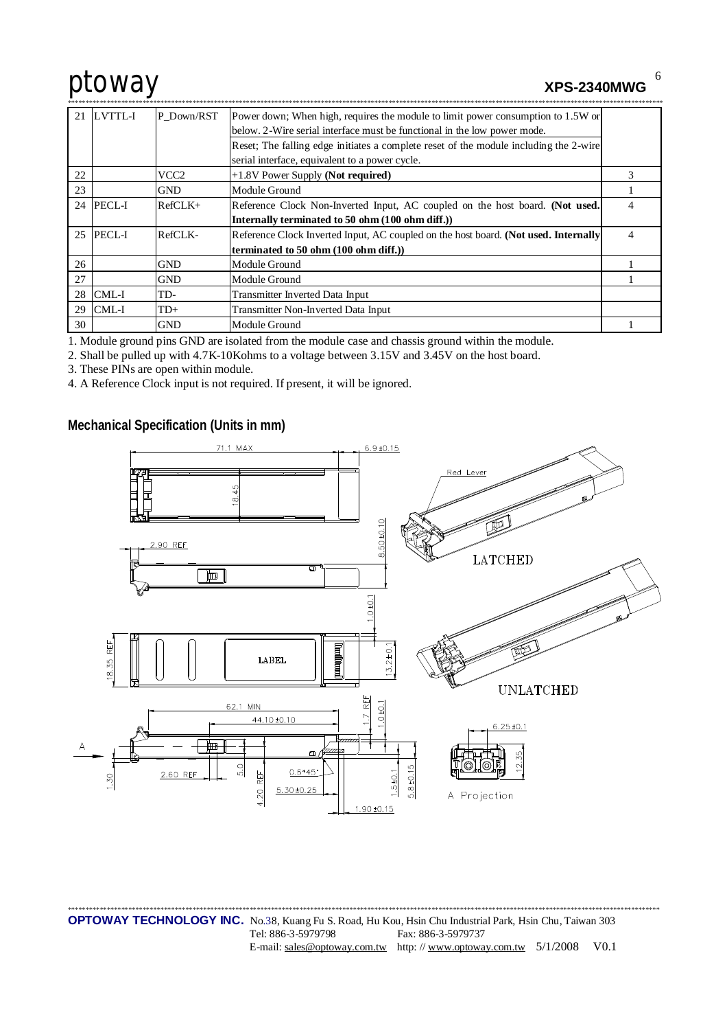| 21 | LVTTL-I | P_Down/RST | Power down; When high, requires the module to limit power consumption to 1.5W or below. 2-Wire serial interface must be functional in the low power mode.<br>Reset; The falling edge initiates a complete reset of the module including the 2-wire serial interface, equivalent to a power cycle. | |
|---|---|---|---|---|
| 22 | | VCC2 | +1.8V Power Supply **(Not required)** | 3 |
| 23 | | GND | Module Ground | 1 |
| 24 | PECL-I | RefCLK+ | Reference Clock Non-Inverted Input, AC coupled on the host board. **(Not used. Internally terminated to 50 ohm (100 ohm diff.))** | 4 |
| 25 | PECL-I | RefCLK- | Reference Clock Inverted Input, AC coupled on the host board. **(Not used. Internally terminated to 50 ohm (100 ohm diff.))** | 4 |
| 26 | | GND | Module Ground | 1 |
| 27 | | GND | Module Ground | 1 |
| 28 | CML-I | TD- | Transmitter Inverted Data Input | |
| 29 | CML-I | TD+ | Transmitter Non-Inverted Data Input | |
| 30 | | GND | Module Ground | 1 |

1. Module ground pins GND are isolated from the module case and chassis ground within the module.
2. Shall be pulled up with 4.7K-10Kohms to a voltage between 3.15V and 3.45V on the host board.
3. These PINs are open within module.
4. A Reference Clock input is not required. If present, it will be ignored.

## Mechanical Specification (Units in mm)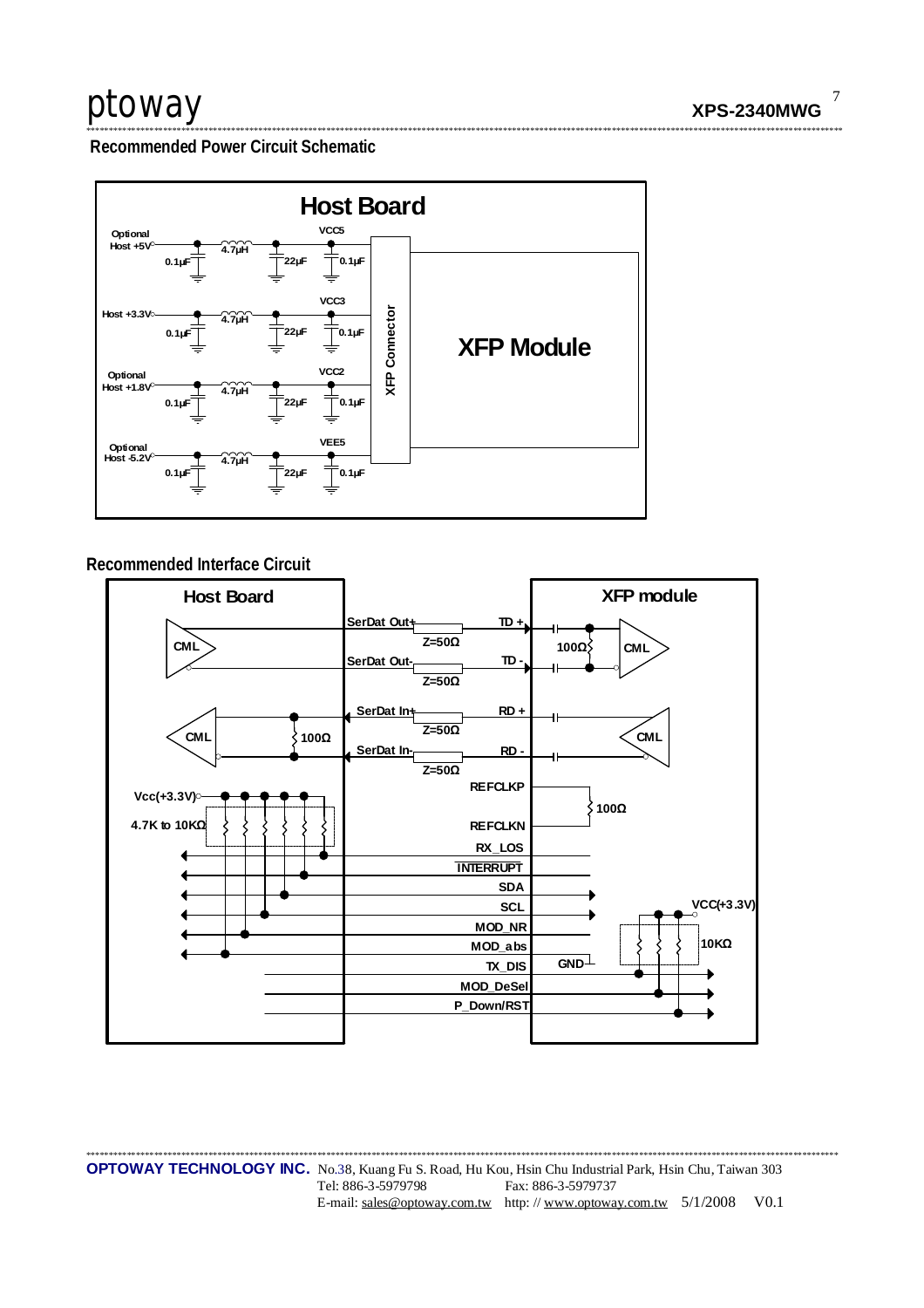## Recommended Power Circuit Schematic

Host Board

| Host Supply | Filter | Module Pin |
|---|---|---|
| Optional Host +5V | 0.1μF, 4.7μH, 22μF, 0.1μF | VCC5 |
| Host +3.3V | 0.1μF, 4.7μH, 22μF, 0.1μF | VCC3 |
| Optional Host +1.8V | 0.1μF, 4.7μH, 22μF, 0.1μF | VCC2 |
| Optional Host -5.2V | 0.1μF, 4.7μH, 22μF, 0.1μF | VEE5 |

XFP Connector

XFP Module

## Recommended Interface Circuit

Host Board

XFP module

CML

SerDat Out+ Z=50Ω TD +

SerDat Out- Z=50Ω TD -

100Ω CML

CML 100Ω

SerDat In+ Z=50Ω RD +

SerDat In- Z=50Ω RD -

CML

Vcc(+3.3V)

4.7K to 10KΩ

REFCLKP

100Ω

REFCLKN

RX_LOS

INTERRUPT

SDA

SCL

MOD_NR

MOD_abs

GND

TX_DIS

MOD_DeSel

P_Down/RST

VCC(+3.3V)

10KΩ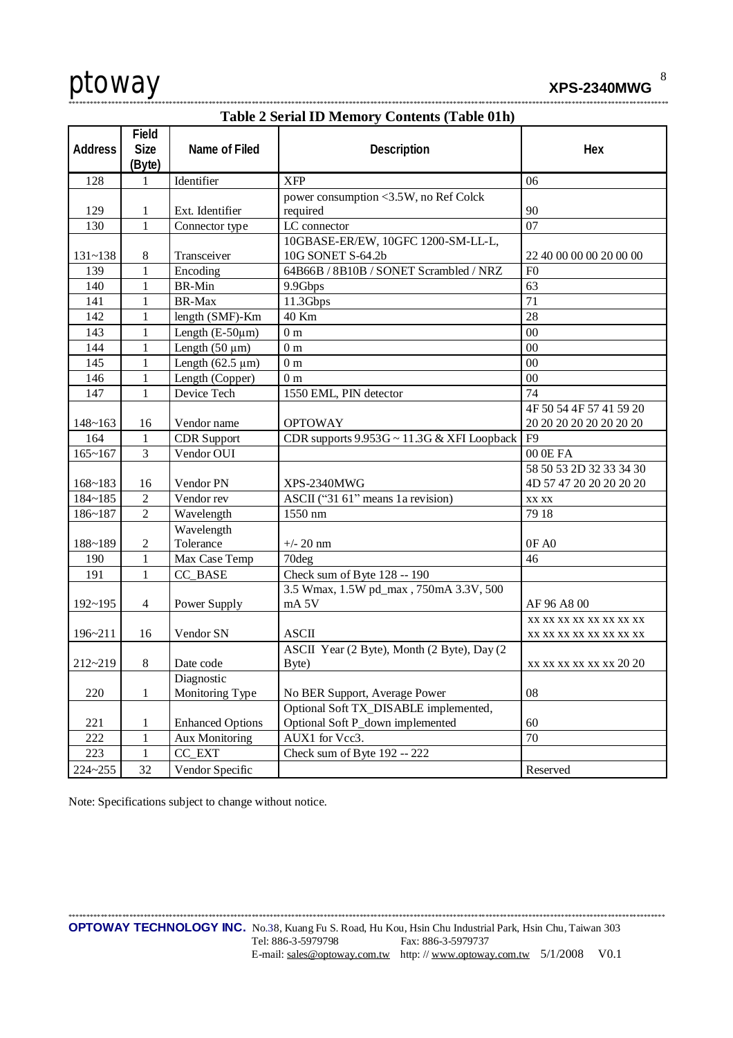## Table 2 Serial ID Memory Contents (Table 01h)

| Address | Field Size (Byte) | Name of Filed | Description | Hex |
|---|---|---|---|---|
| 128 | 1 | Identifier | XFP | 06 |
| 129 | 1 | Ext. Identifier | power consumption <3.5W, no Ref Colck required | 90 |
| 130 | 1 | Connector type | LC connector | 07 |
| 131~138 | 8 | Transceiver | 10GBASE-ER/EW, 10GFC 1200-SM-LL-L, 10G SONET S-64.2b | 22 40 00 00 00 20 00 00 |
| 139 | 1 | Encoding | 64B66B / 8B10B / SONET Scrambled / NRZ | F0 |
| 140 | 1 | BR-Min | 9.9Gbps | 63 |
| 141 | 1 | BR-Max | 11.3Gbps | 71 |
| 142 | 1 | length (SMF)-Km | 40 Km | 28 |
| 143 | 1 | Length (E-50μm) | 0 m | 00 |
| 144 | 1 | Length (50 μm) | 0 m | 00 |
| 145 | 1 | Length (62.5 μm) | 0 m | 00 |
| 146 | 1 | Length (Copper) | 0 m | 00 |
| 147 | 1 | Device Tech | 1550 EML, PIN detector | 74 |
| 148~163 | 16 | Vendor name | OPTOWAY | 4F 50 54 4F 57 41 59 20 20 20 20 20 20 20 20 20 |
| 164 | 1 | CDR Support | CDR supports 9.953G ~ 11.3G & XFI Loopback | F9 |
| 165~167 | 3 | Vendor OUI | | 00 0E FA |
| 168~183 | 16 | Vendor PN | XPS-2340MWG | 58 50 53 2D 32 33 34 30 4D 57 47 20 20 20 20 20 |
| 184~185 | 2 | Vendor rev | ASCII ("31 61" means 1a revision) | xx xx |
| 186~187 | 2 | Wavelength | 1550 nm | 79 18 |
| 188~189 | 2 | Wavelength Tolerance | +/- 20 nm | 0F A0 |
| 190 | 1 | Max Case Temp | 70deg | 46 |
| 191 | 1 | CC_BASE | Check sum of Byte 128 -- 190 | |
| 192~195 | 4 | Power Supply | 3.5 Wmax, 1.5W pd_max , 750mA 3.3V, 500 mA 5V | AF 96 A8 00 |
| 196~211 | 16 | Vendor SN | ASCII | xx xx xx xx xx xx xx xx xx xx xx xx xx xx xx xx |
| 212~219 | 8 | Date code | ASCII Year (2 Byte), Month (2 Byte), Day (2 Byte) | xx xx xx xx xx xx 20 20 |
| 220 | 1 | Diagnostic Monitoring Type | No BER Support, Average Power | 08 |
| 221 | 1 | Enhanced Options | Optional Soft TX_DISABLE implemented, Optional Soft P_down implemented | 60 |
| 222 | 1 | Aux Monitoring | AUX1 for Vcc3. | 70 |
| 223 | 1 | CC_EXT | Check sum of Byte 192 -- 222 | |
| 224~255 | 32 | Vendor Specific | | Reserved |

Note: Specifications subject to change without notice.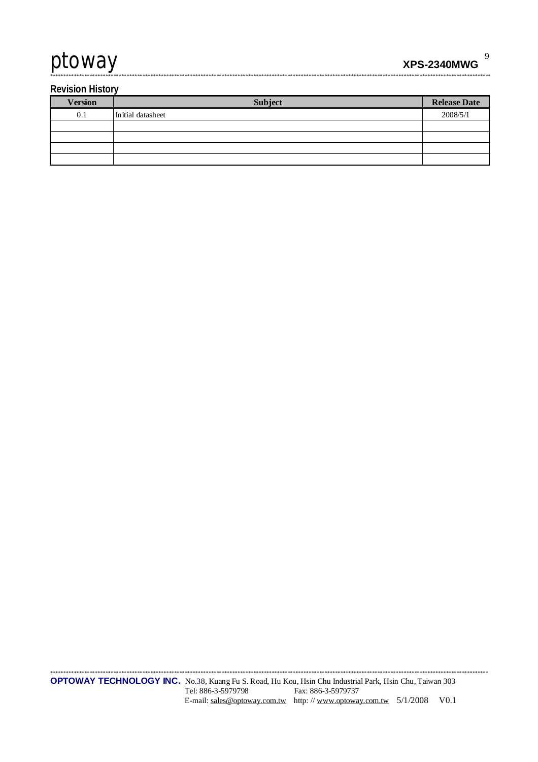## Revision History

| Version | Subject | Release Date |
|---|---|---|
| 0.1 | Initial datasheet | 2008/5/1 |
| | | |
| | | |
| | | |
| | | |